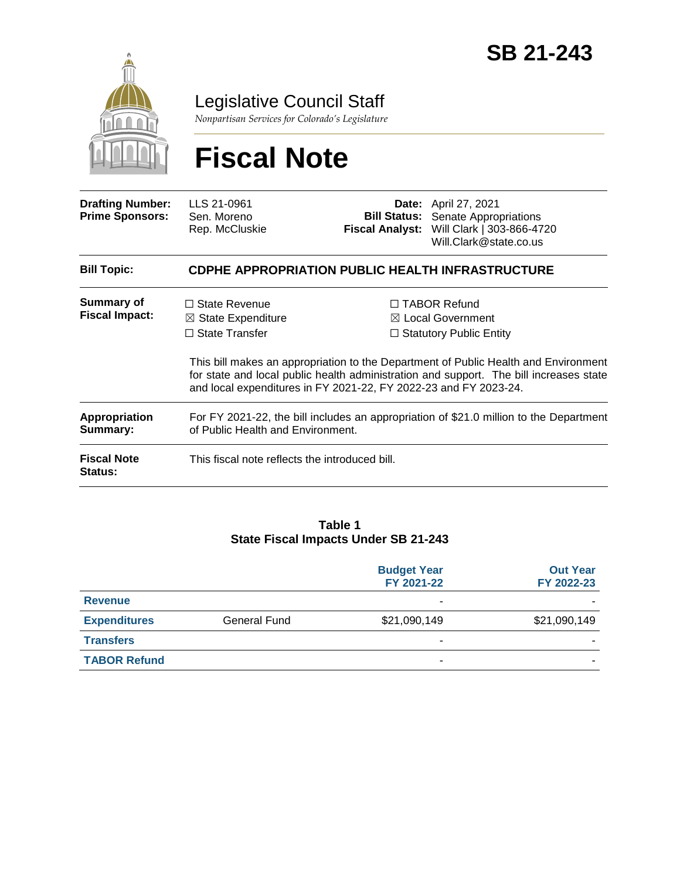# SB 21-243

Legislative Council Staff

*Nonpartisan Services for Colorado's Legislature*

# Fiscal Note

| | | | |
|---|---|---|---|
| **Drafting Number:** | LLS 21-0961 | **Date:** | April 27, 2021 |
| **Prime Sponsors:** | Sen. Moreno<br>Rep. McCluskie | **Bill Status:** | Senate Appropriations |
| | | **Fiscal Analyst:** | Will Clark \| 303-866-4720<br>Will.Clark@state.co.us |

**Bill Topic:** **CDPHE APPROPRIATION PUBLIC HEALTH INFRASTRUCTURE**

**Summary of Fiscal Impact:**

☐ State Revenue
☒ State Expenditure
☐ State Transfer
☐ TABOR Refund
☒ Local Government
☐ Statutory Public Entity

This bill makes an appropriation to the Department of Public Health and Environment for state and local public health administration and support. The bill increases state and local expenditures in FY 2021-22, FY 2022-23 and FY 2023-24.

**Appropriation Summary:** For FY 2021-22, the bill includes an appropriation of $21.0 million to the Department of Public Health and Environment.

**Fiscal Note Status:** This fiscal note reflects the introduced bill.

**Table 1**
**State Fiscal Impacts Under SB 21-243**

| | | Budget Year FY 2021-22 | Out Year FY 2022-23 |
|---|---|---|---|
| **Revenue** | | - | - |
| **Expenditures** | General Fund | $21,090,149 | $21,090,149 |
| **Transfers** | | - | - |
| **TABOR Refund** | | - | - |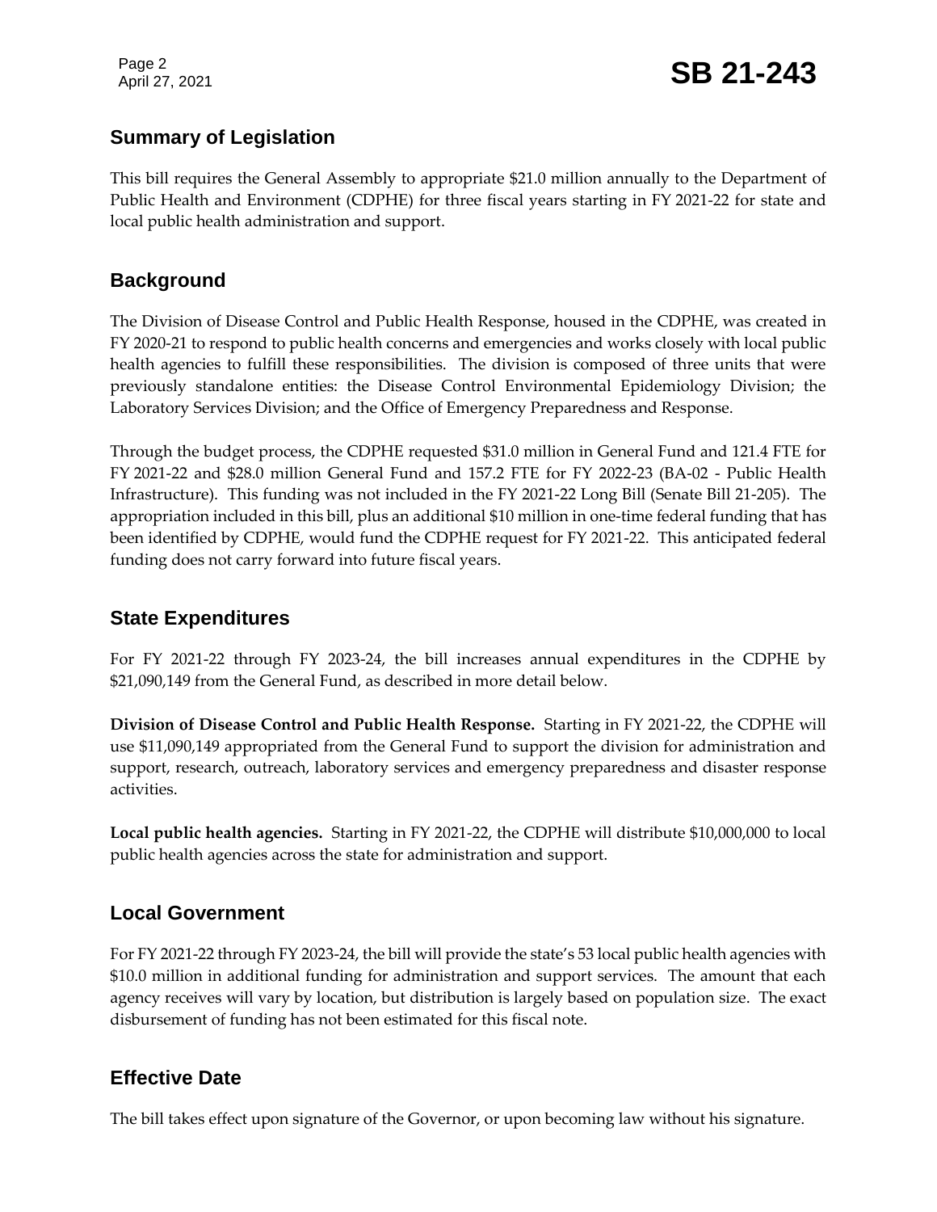## Summary of Legislation

This bill requires the General Assembly to appropriate $21.0 million annually to the Department of Public Health and Environment (CDPHE) for three fiscal years starting in FY 2021-22 for state and local public health administration and support.

## Background

The Division of Disease Control and Public Health Response, housed in the CDPHE, was created in FY 2020-21 to respond to public health concerns and emergencies and works closely with local public health agencies to fulfill these responsibilities. The division is composed of three units that were previously standalone entities: the Disease Control Environmental Epidemiology Division; the Laboratory Services Division; and the Office of Emergency Preparedness and Response.

Through the budget process, the CDPHE requested $31.0 million in General Fund and 121.4 FTE for FY 2021-22 and $28.0 million General Fund and 157.2 FTE for FY 2022-23 (BA-02 - Public Health Infrastructure). This funding was not included in the FY 2021-22 Long Bill (Senate Bill 21-205). The appropriation included in this bill, plus an additional $10 million in one-time federal funding that has been identified by CDPHE, would fund the CDPHE request for FY 2021-22. This anticipated federal funding does not carry forward into future fiscal years.

## State Expenditures

For FY 2021-22 through FY 2023-24, the bill increases annual expenditures in the CDPHE by $21,090,149 from the General Fund, as described in more detail below.

**Division of Disease Control and Public Health Response.** Starting in FY 2021-22, the CDPHE will use $11,090,149 appropriated from the General Fund to support the division for administration and support, research, outreach, laboratory services and emergency preparedness and disaster response activities.

**Local public health agencies.** Starting in FY 2021-22, the CDPHE will distribute $10,000,000 to local public health agencies across the state for administration and support.

## Local Government

For FY 2021-22 through FY 2023-24, the bill will provide the state's 53 local public health agencies with $10.0 million in additional funding for administration and support services. The amount that each agency receives will vary by location, but distribution is largely based on population size. The exact disbursement of funding has not been estimated for this fiscal note.

## Effective Date

The bill takes effect upon signature of the Governor, or upon becoming law without his signature.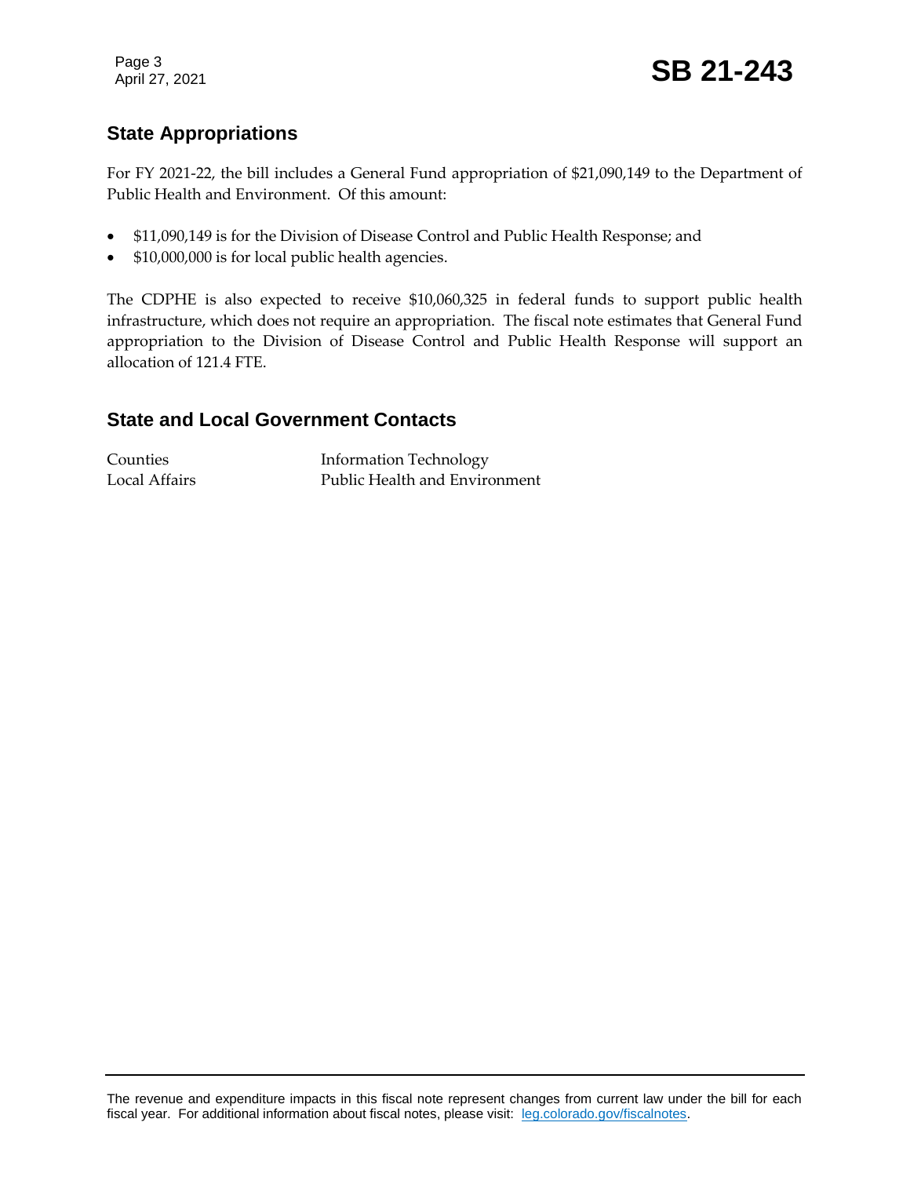## State Appropriations

For FY 2021-22, the bill includes a General Fund appropriation of $21,090,149 to the Department of Public Health and Environment. Of this amount:

- $11,090,149 is for the Division of Disease Control and Public Health Response; and
- $10,000,000 is for local public health agencies.

The CDPHE is also expected to receive $10,060,325 in federal funds to support public health infrastructure, which does not require an appropriation. The fiscal note estimates that General Fund appropriation to the Division of Disease Control and Public Health Response will support an allocation of 121.4 FTE.

## State and Local Government Contacts

| | |
|---|---|
| Counties | Information Technology |
| Local Affairs | Public Health and Environment |

The revenue and expenditure impacts in this fiscal note represent changes from current law under the bill for each fiscal year. For additional information about fiscal notes, please visit: leg.colorado.gov/fiscalnotes.